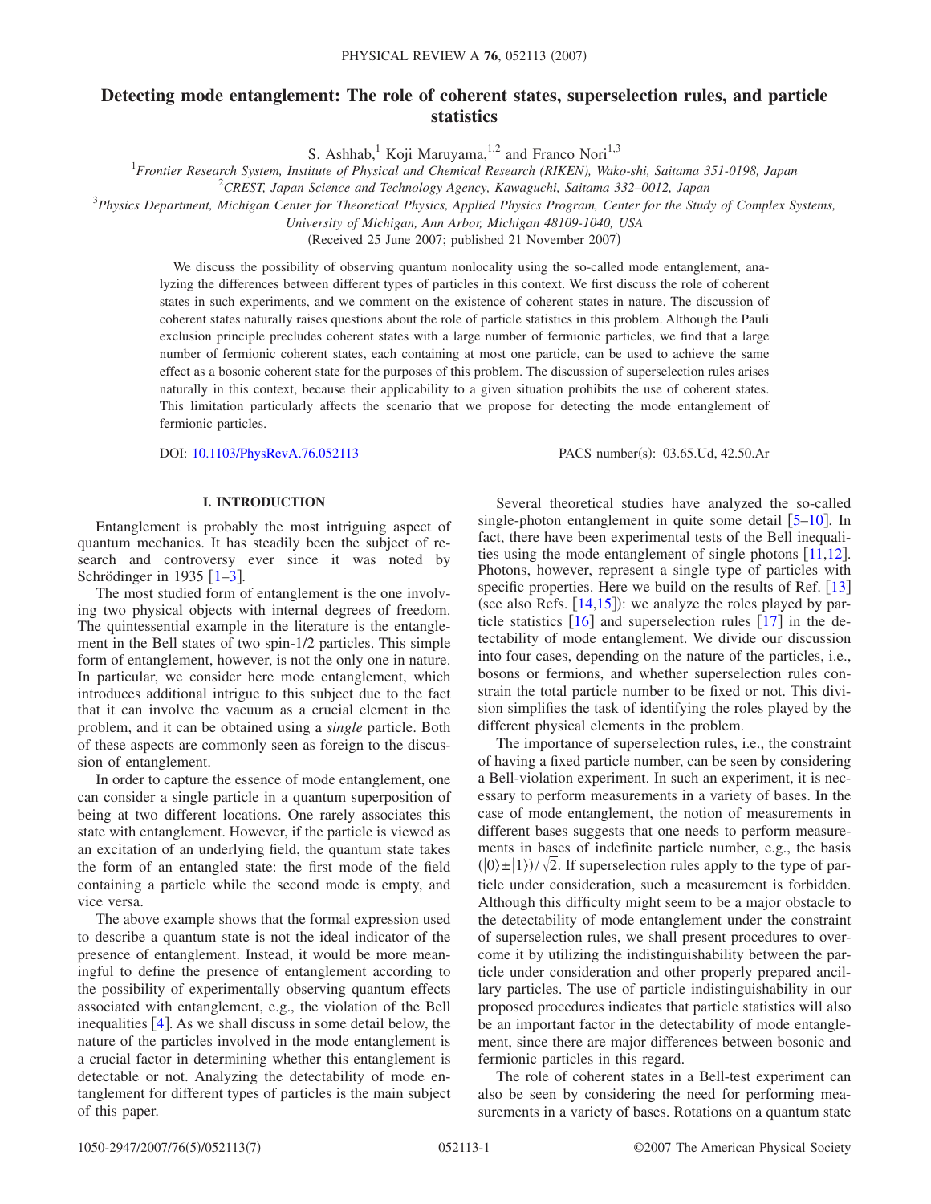# Detecting mode entanglement: The role of coherent states, superselection rules, and particle statistics

S. Ashhab,[1] Koji Maruyama,[1,2] and Franco Nori[1,3]

[1]*Frontier Research System, Institute of Physical and Chemical Research (RIKEN), Wako-shi, Saitama 351-0198, Japan*
[2]*CREST, Japan Science and Technology Agency, Kawaguchi, Saitama 332–0012, Japan*
[3]*Physics Department, Michigan Center for Theoretical Physics, Applied Physics Program, Center for the Study of Complex Systems, University of Michigan, Ann Arbor, Michigan 48109-1040, USA*

(Received 25 June 2007; published 21 November 2007)

We discuss the possibility of observing quantum nonlocality using the so-called mode entanglement, analyzing the differences between different types of particles in this context. We first discuss the role of coherent states in such experiments, and we comment on the existence of coherent states in nature. The discussion of coherent states naturally raises questions about the role of particle statistics in this problem. Although the Pauli exclusion principle precludes coherent states with a large number of fermionic particles, we find that a large number of fermionic coherent states, each containing at most one particle, can be used to achieve the same effect as a bosonic coherent state for the purposes of this problem. The discussion of superselection rules arises naturally in this context, because their applicability to a given situation prohibits the use of coherent states. This limitation particularly affects the scenario that we propose for detecting the mode entanglement of fermionic particles.

DOI: 10.1103/PhysRevA.76.052113 PACS number(s): 03.65.Ud, 42.50.Ar

## I. INTRODUCTION

Entanglement is probably the most intriguing aspect of quantum mechanics. It has steadily been the subject of research and controversy ever since it was noted by Schrödinger in 1935 [1–3].

The most studied form of entanglement is the one involving two physical objects with internal degrees of freedom. The quintessential example in the literature is the entanglement in the Bell states of two spin-1/2 particles. This simple form of entanglement, however, is not the only one in nature. In particular, we consider here mode entanglement, which introduces additional intrigue to this subject due to the fact that it can involve the vacuum as a crucial element in the problem, and it can be obtained using a *single* particle. Both of these aspects are commonly seen as foreign to the discussion of entanglement.

In order to capture the essence of mode entanglement, one can consider a single particle in a quantum superposition of being at two different locations. One rarely associates this state with entanglement. However, if the particle is viewed as an excitation of an underlying field, the quantum state takes the form of an entangled state: the first mode of the field containing a particle while the second mode is empty, and vice versa.

The above example shows that the formal expression used to describe a quantum state is not the ideal indicator of the presence of entanglement. Instead, it would be more meaningful to define the presence of entanglement according to the possibility of experimentally observing quantum effects associated with entanglement, e.g., the violation of the Bell inequalities [4]. As we shall discuss in some detail below, the nature of the particles involved in the mode entanglement is a crucial factor in determining whether this entanglement is detectable or not. Analyzing the detectability of mode entanglement for different types of particles is the main subject of this paper.

Several theoretical studies have analyzed the so-called single-photon entanglement in quite some detail [5–10]. In fact, there have been experimental tests of the Bell inequalities using the mode entanglement of single photons [11,12]. Photons, however, represent a single type of particles with specific properties. Here we build on the results of Ref. [13] (see also Refs. [14,15]): we analyze the roles played by particle statistics [16] and superselection rules [17] in the detectability of mode entanglement. We divide our discussion into four cases, depending on the nature of the particles, i.e., bosons or fermions, and whether superselection rules constrain the total particle number to be fixed or not. This division simplifies the task of identifying the roles played by the different physical elements in the problem.

The importance of superselection rules, i.e., the constraint of having a fixed particle number, can be seen by considering a Bell-violation experiment. In such an experiment, it is necessary to perform measurements in a variety of bases. In the case of mode entanglement, the notion of measurements in different bases suggests that one needs to perform measurements in bases of indefinite particle number, e.g., the basis $(|0\rangle \pm |1\rangle)/\sqrt{2}$. If superselection rules apply to the type of particle under consideration, such a measurement is forbidden. Although this difficulty might seem to be a major obstacle to the detectability of mode entanglement under the constraint of superselection rules, we shall present procedures to overcome it by utilizing the indistinguishability between the particle under consideration and other properly prepared ancillary particles. The use of particle indistinguishability in our proposed procedures indicates that particle statistics will also be an important factor in the detectability of mode entanglement, since there are major differences between bosonic and fermionic particles in this regard.

The role of coherent states in a Bell-test experiment can also be seen by considering the need for performing measurements in a variety of bases. Rotations on a quantum state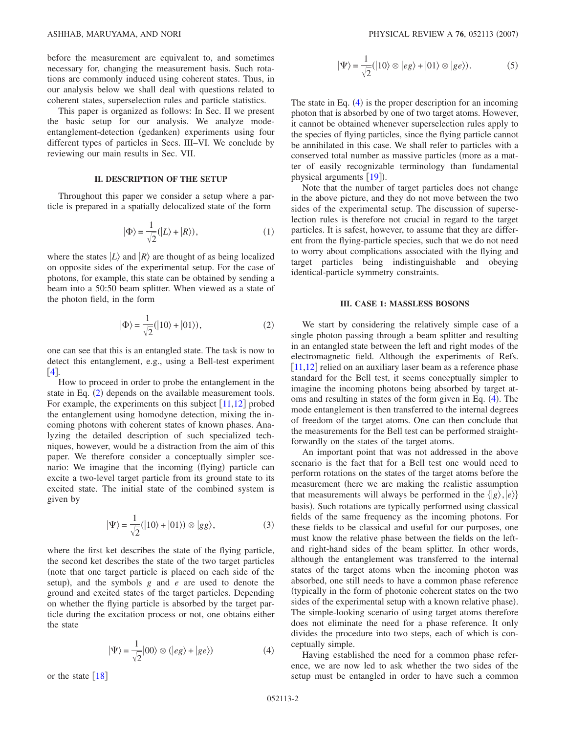before the measurement are equivalent to, and sometimes necessary for, changing the measurement basis. Such rotations are commonly induced using coherent states. Thus, in our analysis below we shall deal with questions related to coherent states, superselection rules and particle statistics.

This paper is organized as follows: In Sec. II we present the basic setup for our analysis. We analyze mode-entanglement-detection (gedanken) experiments using four different types of particles in Secs. III–VI. We conclude by reviewing our main results in Sec. VII.

## II. DESCRIPTION OF THE SETUP

Throughout this paper we consider a setup where a particle is prepared in a spatially delocalized state of the form

$$|\Phi\rangle = \frac{1}{\sqrt{2}}(|L\rangle + |R\rangle), \tag{1}$$

where the states $|L\rangle$ and $|R\rangle$ are thought of as being localized on opposite sides of the experimental setup. For the case of photons, for example, this state can be obtained by sending a beam into a 50:50 beam splitter. When viewed as a state of the photon field, in the form

$$|\Phi\rangle = \frac{1}{\sqrt{2}}(|10\rangle + |01\rangle), \tag{2}$$

one can see that this is an entangled state. The task is now to detect this entanglement, e.g., using a Bell-test experiment [4].

How to proceed in order to probe the entanglement in the state in Eq. (2) depends on the available measurement tools. For example, the experiments on this subject [11,12] probed the entanglement using homodyne detection, mixing the incoming photons with coherent states of known phases. Analyzing the detailed description of such specialized techniques, however, would be a distraction from the aim of this paper. We therefore consider a conceptually simpler scenario: We imagine that the incoming (flying) particle can excite a two-level target particle from its ground state to its excited state. The initial state of the combined system is given by

$$|\Psi\rangle = \frac{1}{\sqrt{2}}(|10\rangle + |01\rangle) \otimes |gg\rangle, \tag{3}$$

where the first ket describes the state of the flying particle, the second ket describes the state of the two target particles (note that one target particle is placed on each side of the setup), and the symbols $g$ and $e$ are used to denote the ground and excited states of the target particles. Depending on whether the flying particle is absorbed by the target particle during the excitation process or not, one obtains either the state

$$|\Psi\rangle = \frac{1}{\sqrt{2}}|00\rangle \otimes (|eg\rangle + |ge\rangle) \tag{4}$$

or the state [18]

$$|\Psi\rangle = \frac{1}{\sqrt{2}}(|10\rangle \otimes |eg\rangle + |01\rangle \otimes |ge\rangle). \tag{5}$$

The state in Eq. (4) is the proper description for an incoming photon that is absorbed by one of two target atoms. However, it cannot be obtained whenever superselection rules apply to the species of flying particles, since the flying particle cannot be annihilated in this case. We shall refer to particles with a conserved total number as massive particles (more as a matter of easily recognizable terminology than fundamental physical arguments [19]).

Note that the number of target particles does not change in the above picture, and they do not move between the two sides of the experimental setup. The discussion of superselection rules is therefore not crucial in regard to the target particles. It is safest, however, to assume that they are different from the flying-particle species, such that we do not need to worry about complications associated with the flying and target particles being indistinguishable and obeying identical-particle symmetry constraints.

## III. CASE 1: MASSLESS BOSONS

We start by considering the relatively simple case of a single photon passing through a beam splitter and resulting in an entangled state between the left and right modes of the electromagnetic field. Although the experiments of Refs. [11,12] relied on an auxiliary laser beam as a reference phase standard for the Bell test, it seems conceptually simpler to imagine the incoming photons being absorbed by target atoms and resulting in states of the form given in Eq. (4). The mode entanglement is then transferred to the internal degrees of freedom of the target atoms. One can then conclude that the measurements for the Bell test can be performed straightforwardly on the states of the target atoms.

An important point that was not addressed in the above scenario is the fact that for a Bell test one would need to perform rotations on the states of the target atoms before the measurement (here we are making the realistic assumption that measurements will always be performed in the $\{|g\rangle, |e\rangle\}$ basis). Such rotations are typically performed using classical fields of the same frequency as the incoming photons. For these fields to be classical and useful for our purposes, one must know the relative phase between the fields on the left- and right-hand sides of the beam splitter. In other words, although the entanglement was transferred to the internal states of the target atoms when the incoming photon was absorbed, one still needs to have a common phase reference (typically in the form of photonic coherent states on the two sides of the experimental setup with a known relative phase). The simple-looking scenario of using target atoms therefore does not eliminate the need for a phase reference. It only divides the procedure into two steps, each of which is conceptually simple.

Having established the need for a common phase reference, we are now led to ask whether the two sides of the setup must be entangled in order to have such a common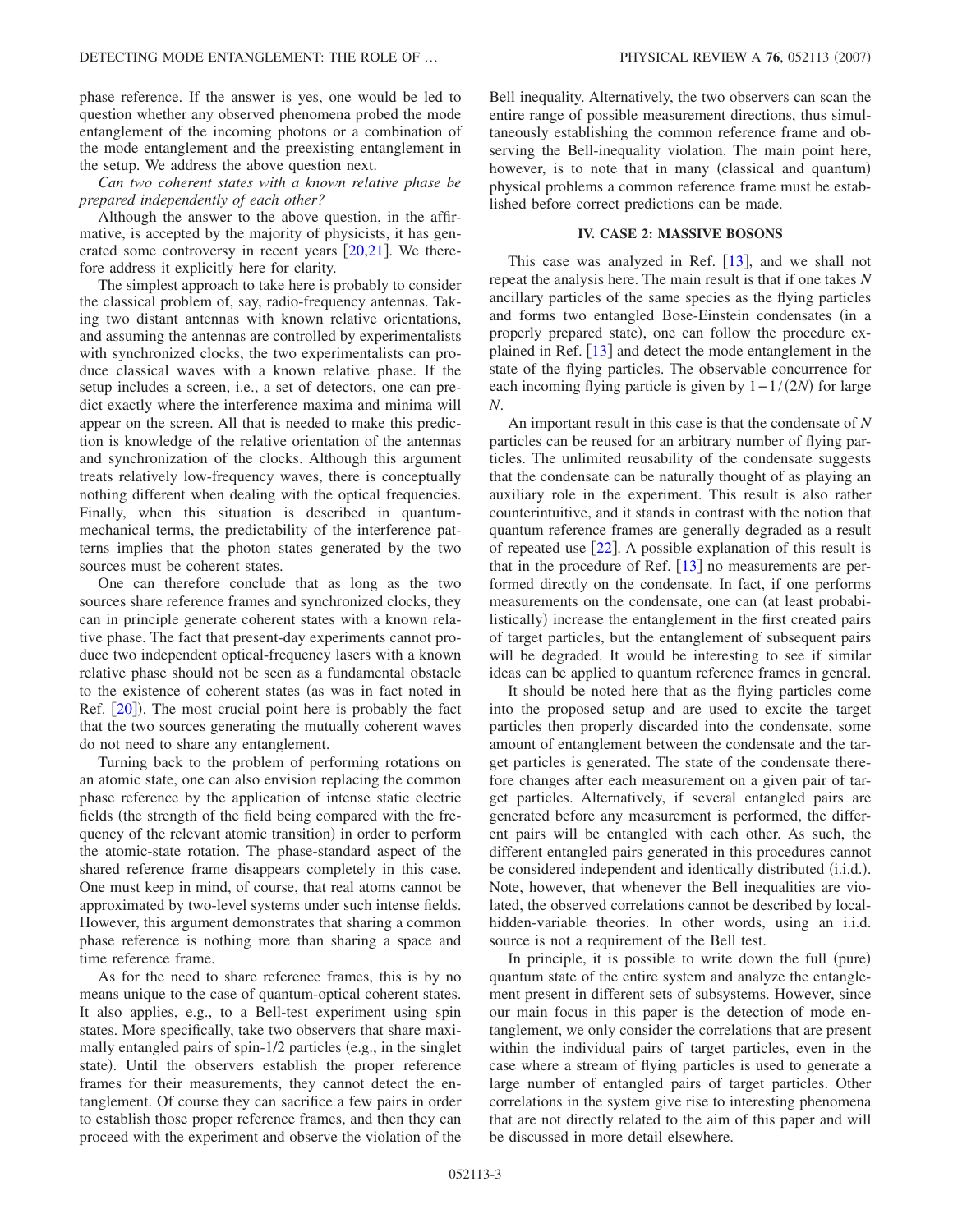phase reference. If the answer is yes, one would be led to question whether any observed phenomena probed the mode entanglement of the incoming photons or a combination of the mode entanglement and the preexisting entanglement in the setup. We address the above question next.

*Can two coherent states with a known relative phase be prepared independently of each other?*

Although the answer to the above question, in the affirmative, is accepted by the majority of physicists, it has generated some controversy in recent years [20,21]. We therefore address it explicitly here for clarity.

The simplest approach to take here is probably to consider the classical problem of, say, radio-frequency antennas. Taking two distant antennas with known relative orientations, and assuming the antennas are controlled by experimentalists with synchronized clocks, the two experimentalists can produce classical waves with a known relative phase. If the setup includes a screen, i.e., a set of detectors, one can predict exactly where the interference maxima and minima will appear on the screen. All that is needed to make this prediction is knowledge of the relative orientation of the antennas and synchronization of the clocks. Although this argument treats relatively low-frequency waves, there is conceptually nothing different when dealing with the optical frequencies. Finally, when this situation is described in quantum-mechanical terms, the predictability of the interference patterns implies that the photon states generated by the two sources must be coherent states.

One can therefore conclude that as long as the two sources share reference frames and synchronized clocks, they can in principle generate coherent states with a known relative phase. The fact that present-day experiments cannot produce two independent optical-frequency lasers with a known relative phase should not be seen as a fundamental obstacle to the existence of coherent states (as was in fact noted in Ref. [20]). The most crucial point here is probably the fact that the two sources generating the mutually coherent waves do not need to share any entanglement.

Turning back to the problem of performing rotations on an atomic state, one can also envision replacing the common phase reference by the application of intense static electric fields (the strength of the field being compared with the frequency of the relevant atomic transition) in order to perform the atomic-state rotation. The phase-standard aspect of the shared reference frame disappears completely in this case. One must keep in mind, of course, that real atoms cannot be approximated by two-level systems under such intense fields. However, this argument demonstrates that sharing a common phase reference is nothing more than sharing a space and time reference frame.

As for the need to share reference frames, this is by no means unique to the case of quantum-optical coherent states. It also applies, e.g., to a Bell-test experiment using spin states. More specifically, take two observers that share maximally entangled pairs of spin-1/2 particles (e.g., in the singlet state). Until the observers establish the proper reference frames for their measurements, they cannot detect the entanglement. Of course they can sacrifice a few pairs in order to establish those proper reference frames, and then they can proceed with the experiment and observe the violation of the Bell inequality. Alternatively, the two observers can scan the entire range of possible measurement directions, thus simultaneously establishing the common reference frame and observing the Bell-inequality violation. The main point here, however, is to note that in many (classical and quantum) physical problems a common reference frame must be established before correct predictions can be made.

## IV. CASE 2: MASSIVE BOSONS

This case was analyzed in Ref. [13], and we shall not repeat the analysis here. The main result is that if one takes $N$ ancillary particles of the same species as the flying particles and forms two entangled Bose-Einstein condensates (in a properly prepared state), one can follow the procedure explained in Ref. [13] and detect the mode entanglement in the state of the flying particles. The observable concurrence for each incoming flying particle is given by $1-1/(2N)$ for large $N$.

An important result in this case is that the condensate of $N$ particles can be reused for an arbitrary number of flying particles. The unlimited reusability of the condensate suggests that the condensate can be naturally thought of as playing an auxiliary role in the experiment. This result is also rather counterintuitive, and it stands in contrast with the notion that quantum reference frames are generally degraded as a result of repeated use [22]. A possible explanation of this result is that in the procedure of Ref. [13] no measurements are performed directly on the condensate. In fact, if one performs measurements on the condensate, one can (at least probabilistically) increase the entanglement in the first created pairs of target particles, but the entanglement of subsequent pairs will be degraded. It would be interesting to see if similar ideas can be applied to quantum reference frames in general.

It should be noted here that as the flying particles come into the proposed setup and are used to excite the target particles then properly discarded into the condensate, some amount of entanglement between the condensate and the target particles is generated. The state of the condensate therefore changes after each measurement on a given pair of target particles. Alternatively, if several entangled pairs are generated before any measurement is performed, the different pairs will be entangled with each other. As such, the different entangled pairs generated in this procedures cannot be considered independent and identically distributed (i.i.d.). Note, however, that whenever the Bell inequalities are violated, the observed correlations cannot be described by local-hidden-variable theories. In other words, using an i.i.d. source is not a requirement of the Bell test.

In principle, it is possible to write down the full (pure) quantum state of the entire system and analyze the entanglement present in different sets of subsystems. However, since our main focus in this paper is the detection of mode entanglement, we only consider the correlations that are present within the individual pairs of target particles, even in the case where a stream of flying particles is used to generate a large number of entangled pairs of target particles. Other correlations in the system give rise to interesting phenomena that are not directly related to the aim of this paper and will be discussed in more detail elsewhere.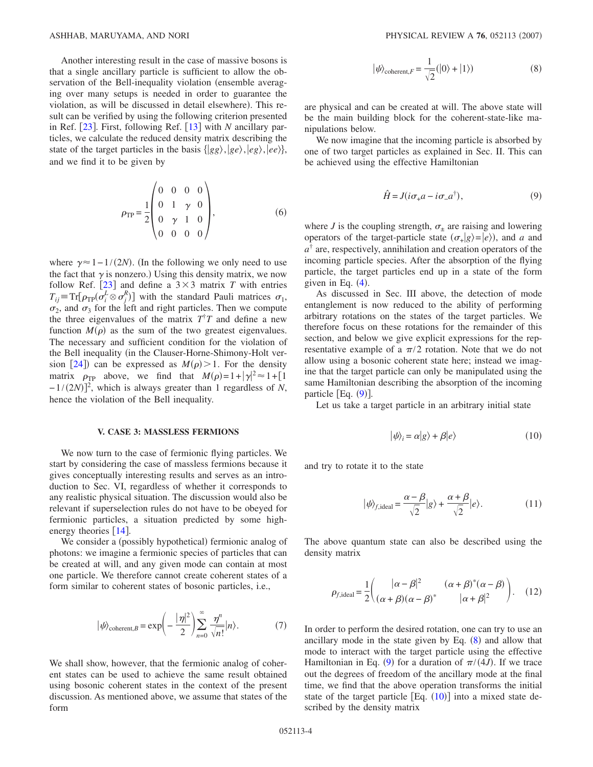Another interesting result in the case of massive bosons is that a single ancillary particle is sufficient to allow the observation of the Bell-inequality violation (ensemble averaging over many setups is needed in order to guarantee the violation, as will be discussed in detail elsewhere). This result can be verified by using the following criterion presented in Ref. [23]. First, following Ref. [13] with $N$ ancillary particles, we calculate the reduced density matrix describing the state of the target particles in the basis $\{|gg\rangle, |ge\rangle, |eg\rangle, |ee\rangle\}$, and we find it to be given by

$$\rho_{\mathrm{TP}} = \frac{1}{2}\begin{pmatrix} 0 & 0 & 0 & 0 \\ 0 & 1 & \gamma & 0 \\ 0 & \gamma & 1 & 0 \\ 0 & 0 & 0 & 0 \end{pmatrix}, \tag{6}$$

where $\gamma \approx 1 - 1/(2N)$. (In the following we only need to use the fact that $\gamma$ is nonzero.) Using this density matrix, we now follow Ref. [23] and define a $3\times 3$ matrix $T$ with entries $T_{ij} \equiv \mathrm{Tr}[\rho_{\mathrm{TP}}(\sigma_i^L \otimes \sigma_j^R)]$ with the standard Pauli matrices $\sigma_1$, $\sigma_2$, and $\sigma_3$ for the left and right particles. Then we compute the three eigenvalues of the matrix $T^\dagger T$ and define a new function $M(\rho)$ as the sum of the two greatest eigenvalues. The necessary and sufficient condition for the violation of the Bell inequality (in the Clauser-Horne-Shimony-Holt version [24]) can be expressed as $M(\rho) > 1$. For the density matrix $\rho_{\mathrm{TP}}$ above, we find that $M(\rho) = 1 + |\gamma|^2 \approx 1 + [1 - 1/(2N)]^2$, which is always greater than 1 regardless of $N$, hence the violation of the Bell inequality.

## V. CASE 3: MASSLESS FERMIONS

We now turn to the case of fermionic flying particles. We start by considering the case of massless fermions because it gives conceptually interesting results and serves as an introduction to Sec. VI, regardless of whether it corresponds to any realistic physical situation. The discussion would also be relevant if superselection rules do not have to be obeyed for fermionic particles, a situation predicted by some high-energy theories [14].

We consider a (possibly hypothetical) fermionic analog of photons: we imagine a fermionic species of particles that can be created at will, and any given mode can contain at most one particle. We therefore cannot create coherent states of a form similar to coherent states of bosonic particles, i.e.,

$$|\psi\rangle_{\mathrm{coherent},B} = \exp\left(-\frac{|\eta|^2}{2}\right)\sum_{n=0}^{\infty}\frac{\eta^n}{\sqrt{n!}}|n\rangle. \tag{7}$$

We shall show, however, that the fermionic analog of coherent states can be used to achieve the same result obtained using bosonic coherent states in the context of the present discussion. As mentioned above, we assume that states of the form

$$|\psi\rangle_{\mathrm{coherent},F} = \frac{1}{\sqrt{2}}(|0\rangle + |1\rangle) \tag{8}$$

are physical and can be created at will. The above state will be the main building block for the coherent-state-like manipulations below.

We now imagine that the incoming particle is absorbed by one of two target particles as explained in Sec. II. This can be achieved using the effective Hamiltonian

$$\hat{H} = J(i\sigma_+ a - i\sigma_- a^\dagger), \tag{9}$$

where $J$ is the coupling strength, $\sigma_\pm$ are raising and lowering operators of the target-particle state ($\sigma_+|g\rangle = |e\rangle$), and $a$ and $a^\dagger$ are, respectively, annihilation and creation operators of the incoming particle species. After the absorption of the flying particle, the target particles end up in a state of the form given in Eq. (4).

As discussed in Sec. III above, the detection of mode entanglement is now reduced to the ability of performing arbitrary rotations on the states of the target particles. We therefore focus on these rotations for the remainder of this section, and below we give explicit expressions for the representative example of a $\pi/2$ rotation. Note that we do not allow using a bosonic coherent state here; instead we imagine that the target particle can only be manipulated using the same Hamiltonian describing the absorption of the incoming particle [Eq. (9)].

Let us take a target particle in an arbitrary initial state

$$|\psi\rangle_i = \alpha|g\rangle + \beta|e\rangle \tag{10}$$

and try to rotate it to the state

$$|\psi\rangle_{f,\mathrm{ideal}} = \frac{\alpha - \beta}{\sqrt{2}}|g\rangle + \frac{\alpha + \beta}{\sqrt{2}}|e\rangle. \tag{11}$$

The above quantum state can also be described using the density matrix

$$\rho_{f,\mathrm{ideal}} = \frac{1}{2}\begin{pmatrix} |\alpha - \beta|^2 & (\alpha + \beta)^*(\alpha - \beta) \\ (\alpha + \beta)(\alpha - \beta)^* & |\alpha + \beta|^2 \end{pmatrix}. \tag{12}$$

In order to perform the desired rotation, one can try to use an ancillary mode in the state given by Eq. (8) and allow that mode to interact with the target particle using the effective Hamiltonian in Eq. (9) for a duration of $\pi/(4J)$. If we trace out the degrees of freedom of the ancillary mode at the final time, we find that the above operation transforms the initial state of the target particle [Eq. (10)] into a mixed state described by the density matrix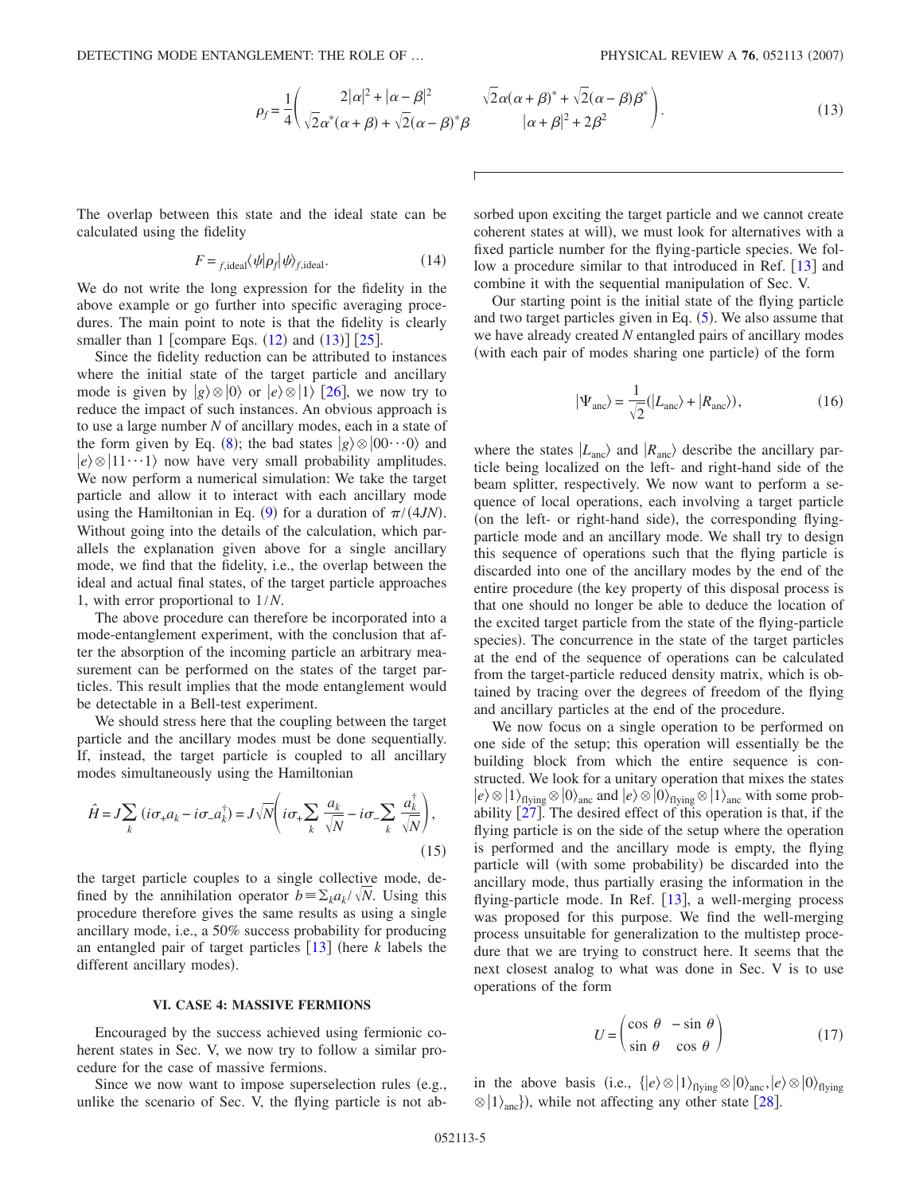$$
\rho_f = \frac{1}{4}\begin{pmatrix} 2|\alpha|^2 + |\alpha-\beta|^2 & \sqrt{2}\alpha(\alpha+\beta)^* + \sqrt{2}(\alpha-\beta)\beta^* \\ \sqrt{2}\alpha^*(\alpha+\beta) + \sqrt{2}(\alpha-\beta)^*\beta & |\alpha+\beta|^2 + 2\beta^2 \end{pmatrix}. \tag{13}
$$

The overlap between this state and the ideal state can be calculated using the fidelity

$$
F = {}_{f,\mathrm{ideal}}\langle\psi|\rho_f|\psi\rangle_{f,\mathrm{ideal}}. \tag{14}
$$

We do not write the long expression for the fidelity in the above example or go further into specific averaging procedures. The main point to note is that the fidelity is clearly smaller than 1 [compare Eqs. (12) and (13)] [25].

Since the fidelity reduction can be attributed to instances where the initial state of the target particle and ancillary mode is given by $|g\rangle\otimes|0\rangle$ or $|e\rangle\otimes|1\rangle$ [26], we now try to reduce the impact of such instances. An obvious approach is to use a large number $N$ of ancillary modes, each in a state of the form given by Eq. (8); the bad states $|g\rangle\otimes|00\cdots0\rangle$ and $|e\rangle\otimes|11\cdots1\rangle$ now have very small probability amplitudes. We now perform a numerical simulation: We take the target particle and allow it to interact with each ancillary mode using the Hamiltonian in Eq. (9) for a duration of $\pi/(4JN)$. Without going into the details of the calculation, which parallels the explanation given above for a single ancillary mode, we find that the fidelity, i.e., the overlap between the ideal and actual final states, of the target particle approaches 1, with error proportional to $1/N$.

The above procedure can therefore be incorporated into a mode-entanglement experiment, with the conclusion that after the absorption of the incoming particle an arbitrary measurement can be performed on the states of the target particles. This result implies that the mode entanglement would be detectable in a Bell-test experiment.

We should stress here that the coupling between the target particle and the ancillary modes must be done sequentially. If, instead, the target particle is coupled to all ancillary modes simultaneously using the Hamiltonian

$$
\hat{H} = J\sum_k (i\sigma_+ a_k - i\sigma_- a_k^\dagger) = J\sqrt{N}\left(i\sigma_+\sum_k \frac{a_k}{\sqrt{N}} - i\sigma_-\sum_k \frac{a_k^\dagger}{\sqrt{N}}\right), \tag{15}
$$

the target particle couples to a single collective mode, defined by the annihilation operator $b\equiv\sum_k a_k/\sqrt{N}$. Using this procedure therefore gives the same results as using a single ancillary mode, i.e., a 50% success probability for producing an entangled pair of target particles [13] (here $k$ labels the different ancillary modes).

## VI. CASE 4: MASSIVE FERMIONS

Encouraged by the success achieved using fermionic coherent states in Sec. V, we now try to follow a similar procedure for the case of massive fermions.

Since we now want to impose superselection rules (e.g., unlike the scenario of Sec. V, the flying particle is not absorbed upon exciting the target particle and we cannot create coherent states at will), we must look for alternatives with a fixed particle number for the flying-particle species. We follow a procedure similar to that introduced in Ref. [13] and combine it with the sequential manipulation of Sec. V.

Our starting point is the initial state of the flying particle and two target particles given in Eq. (5). We also assume that we have already created $N$ entangled pairs of ancillary modes (with each pair of modes sharing one particle) of the form

$$
|\Psi_{\mathrm{anc}}\rangle = \frac{1}{\sqrt{2}}(|L_{\mathrm{anc}}\rangle + |R_{\mathrm{anc}}\rangle), \tag{16}
$$

where the states $|L_{\mathrm{anc}}\rangle$ and $|R_{\mathrm{anc}}\rangle$ describe the ancillary particle being localized on the left- and right-hand side of the beam splitter, respectively. We now want to perform a sequence of local operations, each involving a target particle (on the left- or right-hand side), the corresponding flying-particle mode and an ancillary mode. We shall try to design this sequence of operations such that the flying particle is discarded into one of the ancillary modes by the end of the entire procedure (the key property of this disposal process is that one should no longer be able to deduce the location of the excited target particle from the state of the flying-particle species). The concurrence in the state of the target particles at the end of the sequence of operations can be calculated from the target-particle reduced density matrix, which is obtained by tracing over the degrees of freedom of the flying and ancillary particles at the end of the procedure.

We now focus on a single operation to be performed on one side of the setup; this operation will essentially be the building block from which the entire sequence is constructed. We look for a unitary operation that mixes the states $|e\rangle\otimes|1\rangle_{\mathrm{flying}}\otimes|0\rangle_{\mathrm{anc}}$ and $|e\rangle\otimes|0\rangle_{\mathrm{flying}}\otimes|1\rangle_{\mathrm{anc}}$ with some probability [27]. The desired effect of this operation is that, if the flying particle is on the side of the setup where the operation is performed and the ancillary mode is empty, the flying particle will (with some probability) be discarded into the ancillary mode, thus partially erasing the information in the flying-particle mode. In Ref. [13], a well-merging process was proposed for this purpose. We find the well-merging process unsuitable for generalization to the multistep procedure that we are trying to construct here. It seems that the next closest analog to what was done in Sec. V is to use operations of the form

$$
U = \begin{pmatrix} \cos\theta & -\sin\theta \\ \sin\theta & \cos\theta \end{pmatrix} \tag{17}
$$

in the above basis (i.e., $\{|e\rangle\otimes|1\rangle_{\mathrm{flying}}\otimes|0\rangle_{\mathrm{anc}}, |e\rangle\otimes|0\rangle_{\mathrm{flying}}\otimes|1\rangle_{\mathrm{anc}}\}$), while not affecting any other state [28].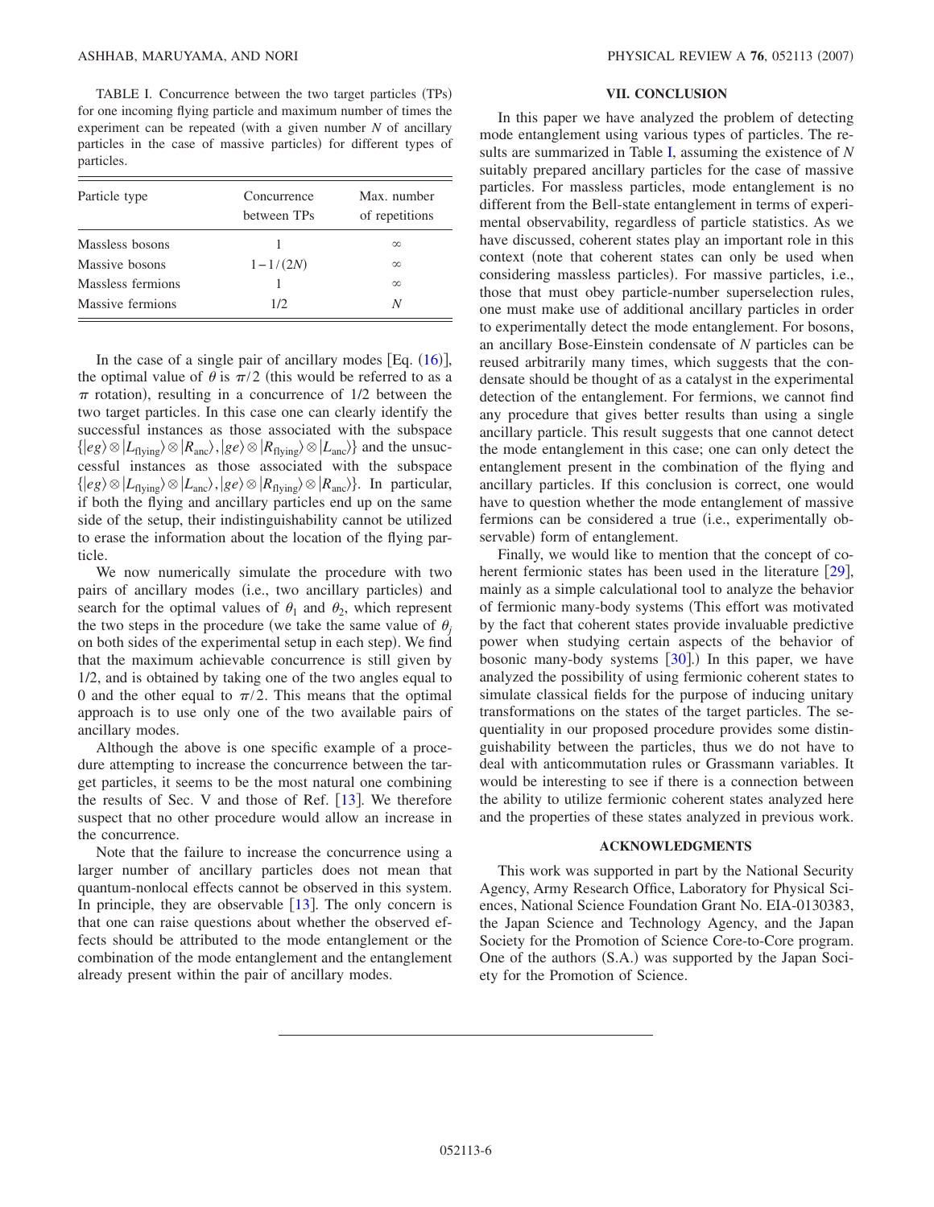TABLE I. Concurrence between the two target particles (TPs) for one incoming flying particle and maximum number of times the experiment can be repeated (with a given number $N$ of ancillary particles in the case of massive particles) for different types of particles.

| Particle type | Concurrence between TPs | Max. number of repetitions |
|---|---|---|
| Massless bosons | 1 | $\infty$ |
| Massive bosons | $1-1/(2N)$ | $\infty$ |
| Massless fermions | 1 | $\infty$ |
| Massive fermions | 1/2 | $N$ |

In the case of a single pair of ancillary modes [Eq. (16)], the optimal value of $\theta$ is $\pi/2$ (this would be referred to as a $\pi$ rotation), resulting in a concurrence of 1/2 between the two target particles. In this case one can clearly identify the successful instances as those associated with the subspace $\{|eg\rangle \otimes |L_{\text{flying}}\rangle \otimes |R_{\text{anc}}\rangle, |ge\rangle \otimes |R_{\text{flying}}\rangle \otimes |L_{\text{anc}}\rangle\}$ and the unsuccessful instances as those associated with the subspace $\{|eg\rangle \otimes |L_{\text{flying}}\rangle \otimes |L_{\text{anc}}\rangle, |ge\rangle \otimes |R_{\text{flying}}\rangle \otimes |R_{\text{anc}}\rangle\}$. In particular, if both the flying and ancillary particles end up on the same side of the setup, their indistinguishability cannot be utilized to erase the information about the location of the flying particle.

We now numerically simulate the procedure with two pairs of ancillary modes (i.e., two ancillary particles) and search for the optimal values of $\theta_1$ and $\theta_2$, which represent the two steps in the procedure (we take the same value of $\theta_j$ on both sides of the experimental setup in each step). We find that the maximum achievable concurrence is still given by 1/2, and is obtained by taking one of the two angles equal to 0 and the other equal to $\pi/2$. This means that the optimal approach is to use only one of the two available pairs of ancillary modes.

Although the above is one specific example of a procedure attempting to increase the concurrence between the target particles, it seems to be the most natural one combining the results of Sec. V and those of Ref. [13]. We therefore suspect that no other procedure would allow an increase in the concurrence.

Note that the failure to increase the concurrence using a larger number of ancillary particles does not mean that quantum-nonlocal effects cannot be observed in this system. In principle, they are observable [13]. The only concern is that one can raise questions about whether the observed effects should be attributed to the mode entanglement or the combination of the mode entanglement and the entanglement already present within the pair of ancillary modes.

## VII. CONCLUSION

In this paper we have analyzed the problem of detecting mode entanglement using various types of particles. The results are summarized in Table I, assuming the existence of $N$ suitably prepared ancillary particles for the case of massive particles. For massless particles, mode entanglement is no different from the Bell-state entanglement in terms of experimental observability, regardless of particle statistics. As we have discussed, coherent states play an important role in this context (note that coherent states can only be used when considering massless particles). For massive particles, i.e., those that must obey particle-number superselection rules, one must make use of additional ancillary particles in order to experimentally detect the mode entanglement. For bosons, an ancillary Bose-Einstein condensate of $N$ particles can be reused arbitrarily many times, which suggests that the condensate should be thought of as a catalyst in the experimental detection of the entanglement. For fermions, we cannot find any procedure that gives better results than using a single ancillary particle. This result suggests that one cannot detect the mode entanglement in this case; one can only detect the entanglement present in the combination of the flying and ancillary particles. If this conclusion is correct, one would have to question whether the mode entanglement of massive fermions can be considered a true (i.e., experimentally observable) form of entanglement.

Finally, we would like to mention that the concept of coherent fermionic states has been used in the literature [29], mainly as a simple calculational tool to analyze the behavior of fermionic many-body systems (This effort was motivated by the fact that coherent states provide invaluable predictive power when studying certain aspects of the behavior of bosonic many-body systems [30].) In this paper, we have analyzed the possibility of using fermionic coherent states to simulate classical fields for the purpose of inducing unitary transformations on the states of the target particles. The sequentiality in our proposed procedure provides some distinguishability between the particles, thus we do not have to deal with anticommutation rules or Grassmann variables. It would be interesting to see if there is a connection between the ability to utilize fermionic coherent states analyzed here and the properties of these states analyzed in previous work.

## ACKNOWLEDGMENTS

This work was supported in part by the National Security Agency, Army Research Office, Laboratory for Physical Sciences, National Science Foundation Grant No. EIA-0130383, the Japan Science and Technology Agency, and the Japan Society for the Promotion of Science Core-to-Core program. One of the authors (S.A.) was supported by the Japan Society for the Promotion of Science.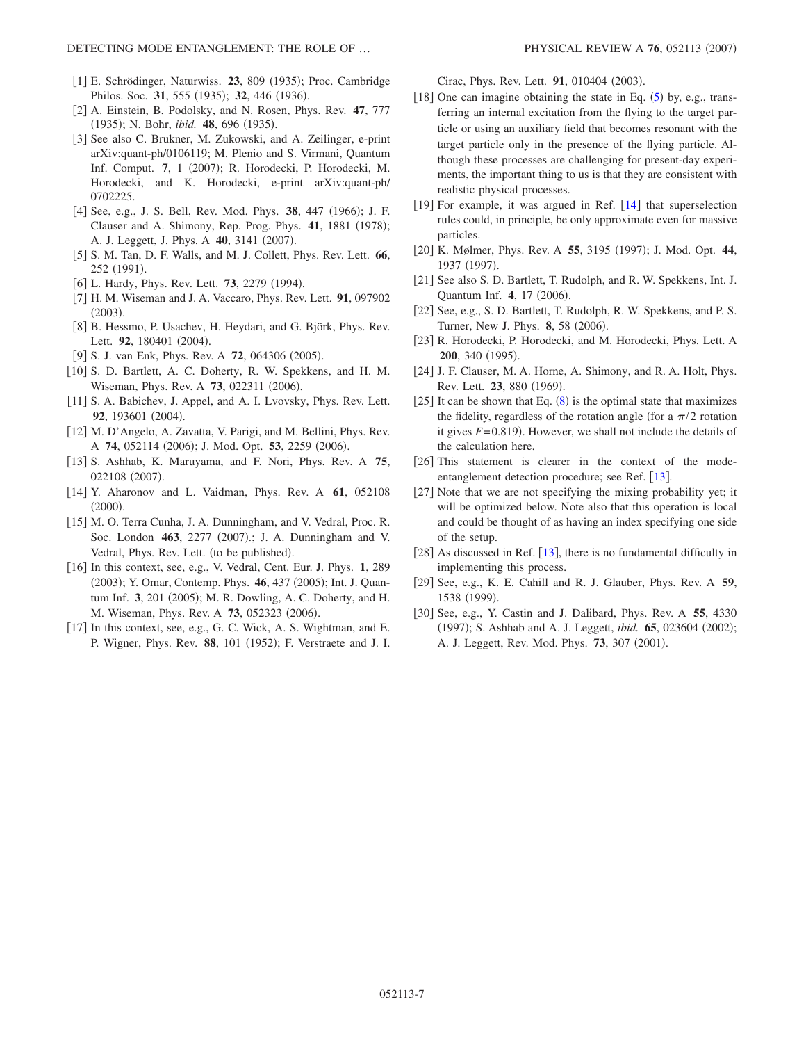[1] E. Schrödinger, Naturwiss. **23**, 809 (1935); Proc. Cambridge Philos. Soc. **31**, 555 (1935); **32**, 446 (1936).

[2] A. Einstein, B. Podolsky, and N. Rosen, Phys. Rev. **47**, 777 (1935); N. Bohr, *ibid.* **48**, 696 (1935).

[3] See also C. Brukner, M. Zukowski, and A. Zeilinger, e-print arXiv:quant-ph/0106119; M. Plenio and S. Virmani, Quantum Inf. Comput. **7**, 1 (2007); R. Horodecki, P. Horodecki, M. Horodecki, and K. Horodecki, e-print arXiv:quant-ph/0702225.

[4] See, e.g., J. S. Bell, Rev. Mod. Phys. **38**, 447 (1966); J. F. Clauser and A. Shimony, Rep. Prog. Phys. **41**, 1881 (1978); A. J. Leggett, J. Phys. A **40**, 3141 (2007).

[5] S. M. Tan, D. F. Walls, and M. J. Collett, Phys. Rev. Lett. **66**, 252 (1991).

[6] L. Hardy, Phys. Rev. Lett. **73**, 2279 (1994).

[7] H. M. Wiseman and J. A. Vaccaro, Phys. Rev. Lett. **91**, 097902 (2003).

[8] B. Hessmo, P. Usachev, H. Heydari, and G. Björk, Phys. Rev. Lett. **92**, 180401 (2004).

[9] S. J. van Enk, Phys. Rev. A **72**, 064306 (2005).

[10] S. D. Bartlett, A. C. Doherty, R. W. Spekkens, and H. M. Wiseman, Phys. Rev. A **73**, 022311 (2006).

[11] S. A. Babichev, J. Appel, and A. I. Lvovsky, Phys. Rev. Lett. **92**, 193601 (2004).

[12] M. D'Angelo, A. Zavatta, V. Parigi, and M. Bellini, Phys. Rev. A **74**, 052114 (2006); J. Mod. Opt. **53**, 2259 (2006).

[13] S. Ashhab, K. Maruyama, and F. Nori, Phys. Rev. A **75**, 022108 (2007).

[14] Y. Aharonov and L. Vaidman, Phys. Rev. A **61**, 052108 (2000).

[15] M. O. Terra Cunha, J. A. Dunningham, and V. Vedral, Proc. R. Soc. London **463**, 2277 (2007).; J. A. Dunningham and V. Vedral, Phys. Rev. Lett. (to be published).

[16] In this context, see, e.g., V. Vedral, Cent. Eur. J. Phys. **1**, 289 (2003); Y. Omar, Contemp. Phys. **46**, 437 (2005); Int. J. Quantum Inf. **3**, 201 (2005); M. R. Dowling, A. C. Doherty, and H. M. Wiseman, Phys. Rev. A **73**, 052323 (2006).

[17] In this context, see, e.g., G. C. Wick, A. S. Wightman, and E. P. Wigner, Phys. Rev. **88**, 101 (1952); F. Verstraete and J. I. Cirac, Phys. Rev. Lett. **91**, 010404 (2003).

[18] One can imagine obtaining the state in Eq. (5) by, e.g., transferring an internal excitation from the flying to the target particle or using an auxiliary field that becomes resonant with the target particle only in the presence of the flying particle. Although these processes are challenging for present-day experiments, the important thing to us is that they are consistent with realistic physical processes.

[19] For example, it was argued in Ref. [14] that superselection rules could, in principle, be only approximate even for massive particles.

[20] K. Mølmer, Phys. Rev. A **55**, 3195 (1997); J. Mod. Opt. **44**, 1937 (1997).

[21] See also S. D. Bartlett, T. Rudolph, and R. W. Spekkens, Int. J. Quantum Inf. **4**, 17 (2006).

[22] See, e.g., S. D. Bartlett, T. Rudolph, R. W. Spekkens, and P. S. Turner, New J. Phys. **8**, 58 (2006).

[23] R. Horodecki, P. Horodecki, and M. Horodecki, Phys. Lett. A **200**, 340 (1995).

[24] J. F. Clauser, M. A. Horne, A. Shimony, and R. A. Holt, Phys. Rev. Lett. **23**, 880 (1969).

[25] It can be shown that Eq. (8) is the optimal state that maximizes the fidelity, regardless of the rotation angle (for a $\pi/2$ rotation it gives $F=0.819$). However, we shall not include the details of the calculation here.

[26] This statement is clearer in the context of the mode-entanglement detection procedure; see Ref. [13].

[27] Note that we are not specifying the mixing probability yet; it will be optimized below. Note also that this operation is local and could be thought of as having an index specifying one side of the setup.

[28] As discussed in Ref. [13], there is no fundamental difficulty in implementing this process.

[29] See, e.g., K. E. Cahill and R. J. Glauber, Phys. Rev. A **59**, 1538 (1999).

[30] See, e.g., Y. Castin and J. Dalibard, Phys. Rev. A **55**, 4330 (1997); S. Ashhab and A. J. Leggett, *ibid.* **65**, 023604 (2002); A. J. Leggett, Rev. Mod. Phys. **73**, 307 (2001).